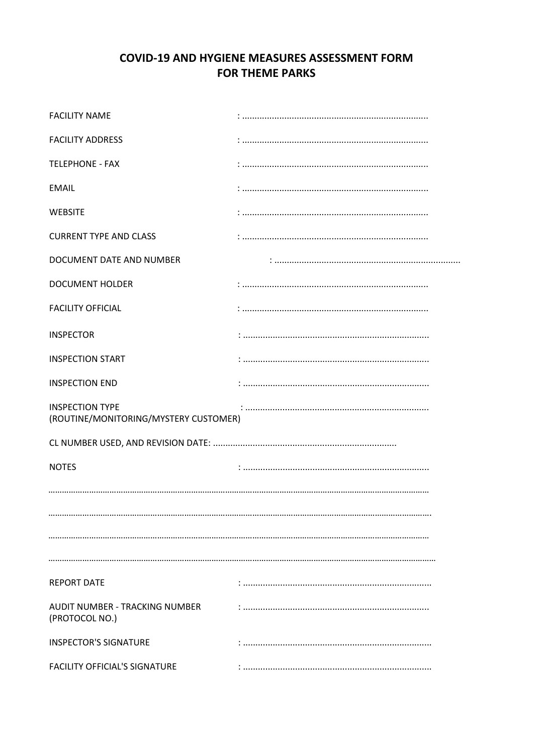# COVID-19 AND HYGIENE MEASURES ASSESSMENT FORM FOR THEME PARKS

FACILITY NAME : ..........................................................................

FACILITY ADDRESS : ..........................................................................

TELEPHONE - FAX : ..........................................................................

EMAIL : ..........................................................................

WEBSITE : ..........................................................................

CURRENT TYPE AND CLASS : ..........................................................................

DOCUMENT DATE AND NUMBER : ..........................................................................

DOCUMENT HOLDER : ..........................................................................

FACILITY OFFICIAL : ..........................................................................

INSPECTOR : ..........................................................................

INSPECTION START : ..........................................................................

INSPECTION END : ..........................................................................

INSPECTION TYPE (ROUTINE/MONITORING/MYSTERY CUSTOMER) : ..........................................................................

CL NUMBER USED, AND REVISION DATE: ..........................................................................

NOTES : ..........................................................................

..........................................................................................................................................................

..........................................................................................................................................................

..........................................................................................................................................................

..........................................................................................................................................................

REPORT DATE : ..........................................................................

AUDIT NUMBER - TRACKING NUMBER (PROTOCOL NO.) : ..........................................................................

INSPECTOR'S SIGNATURE : ..........................................................................

FACILITY OFFICIAL'S SIGNATURE : ..........................................................................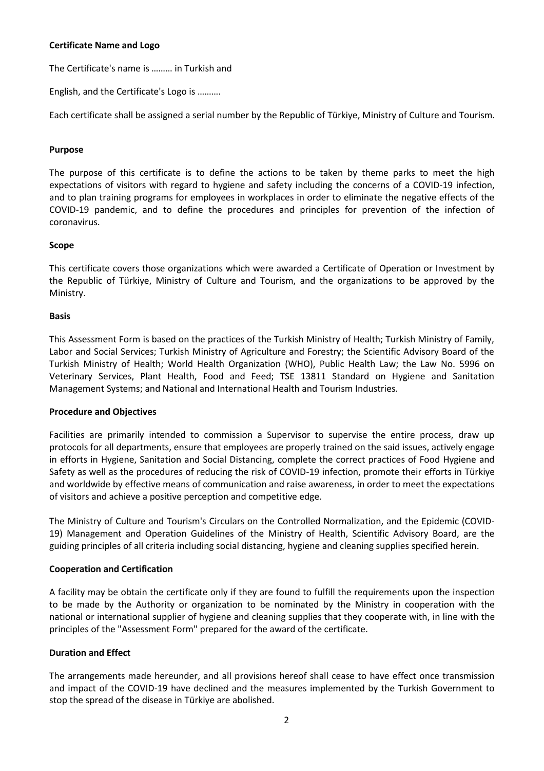**Certificate Name and Logo**

The Certificate's name is ……… in Turkish and

English, and the Certificate's Logo is ……….

Each certificate shall be assigned a serial number by the Republic of Türkiye, Ministry of Culture and Tourism.

**Purpose**

The purpose of this certificate is to define the actions to be taken by theme parks to meet the high expectations of visitors with regard to hygiene and safety including the concerns of a COVID-19 infection, and to plan training programs for employees in workplaces in order to eliminate the negative effects of the COVID-19 pandemic, and to define the procedures and principles for prevention of the infection of coronavirus.

**Scope**

This certificate covers those organizations which were awarded a Certificate of Operation or Investment by the Republic of Türkiye, Ministry of Culture and Tourism, and the organizations to be approved by the Ministry.

**Basis**

This Assessment Form is based on the practices of the Turkish Ministry of Health; Turkish Ministry of Family, Labor and Social Services; Turkish Ministry of Agriculture and Forestry; the Scientific Advisory Board of the Turkish Ministry of Health; World Health Organization (WHO), Public Health Law; the Law No. 5996 on Veterinary Services, Plant Health, Food and Feed; TSE 13811 Standard on Hygiene and Sanitation Management Systems; and National and International Health and Tourism Industries.

**Procedure and Objectives**

Facilities are primarily intended to commission a Supervisor to supervise the entire process, draw up protocols for all departments, ensure that employees are properly trained on the said issues, actively engage in efforts in Hygiene, Sanitation and Social Distancing, complete the correct practices of Food Hygiene and Safety as well as the procedures of reducing the risk of COVID-19 infection, promote their efforts in Türkiye and worldwide by effective means of communication and raise awareness, in order to meet the expectations of visitors and achieve a positive perception and competitive edge.

The Ministry of Culture and Tourism's Circulars on the Controlled Normalization, and the Epidemic (COVID-19) Management and Operation Guidelines of the Ministry of Health, Scientific Advisory Board, are the guiding principles of all criteria including social distancing, hygiene and cleaning supplies specified herein.

**Cooperation and Certification**

A facility may be obtain the certificate only if they are found to fulfill the requirements upon the inspection to be made by the Authority or organization to be nominated by the Ministry in cooperation with the national or international supplier of hygiene and cleaning supplies that they cooperate with, in line with the principles of the "Assessment Form" prepared for the award of the certificate.

**Duration and Effect**

The arrangements made hereunder, and all provisions hereof shall cease to have effect once transmission and impact of the COVID-19 have declined and the measures implemented by the Turkish Government to stop the spread of the disease in Türkiye are abolished.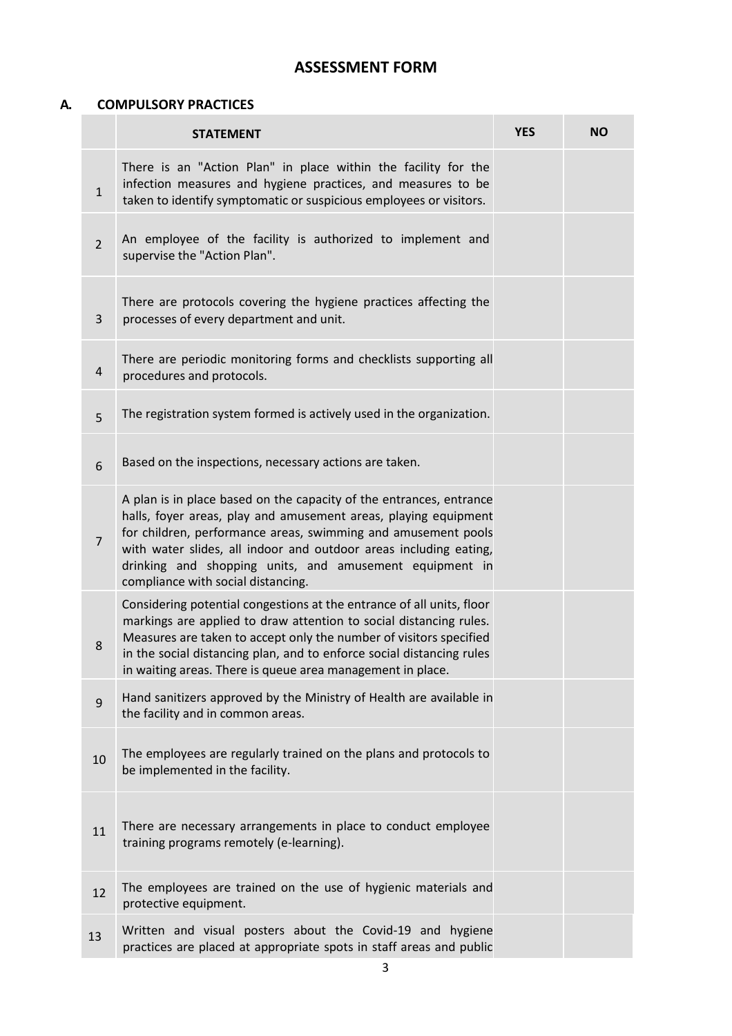## ASSESSMENT FORM

### A. COMPULSORY PRACTICES

| | STATEMENT | YES | NO |
|---|---|---|---|
| 1 | There is an "Action Plan" in place within the facility for the infection measures and hygiene practices, and measures to be taken to identify symptomatic or suspicious employees or visitors. | | |
| 2 | An employee of the facility is authorized to implement and supervise the "Action Plan". | | |
| 3 | There are protocols covering the hygiene practices affecting the processes of every department and unit. | | |
| 4 | There are periodic monitoring forms and checklists supporting all procedures and protocols. | | |
| 5 | The registration system formed is actively used in the organization. | | |
| 6 | Based on the inspections, necessary actions are taken. | | |
| 7 | A plan is in place based on the capacity of the entrances, entrance halls, foyer areas, play and amusement areas, playing equipment for children, performance areas, swimming and amusement pools with water slides, all indoor and outdoor areas including eating, drinking and shopping units, and amusement equipment in compliance with social distancing. | | |
| 8 | Considering potential congestions at the entrance of all units, floor markings are applied to draw attention to social distancing rules. Measures are taken to accept only the number of visitors specified in the social distancing plan, and to enforce social distancing rules in waiting areas. There is queue area management in place. | | |
| 9 | Hand sanitizers approved by the Ministry of Health are available in the facility and in common areas. | | |
| 10 | The employees are regularly trained on the plans and protocols to be implemented in the facility. | | |
| 11 | There are necessary arrangements in place to conduct employee training programs remotely (e-learning). | | |
| 12 | The employees are trained on the use of hygienic materials and protective equipment. | | |
| 13 | Written and visual posters about the Covid-19 and hygiene practices are placed at appropriate spots in staff areas and public | | |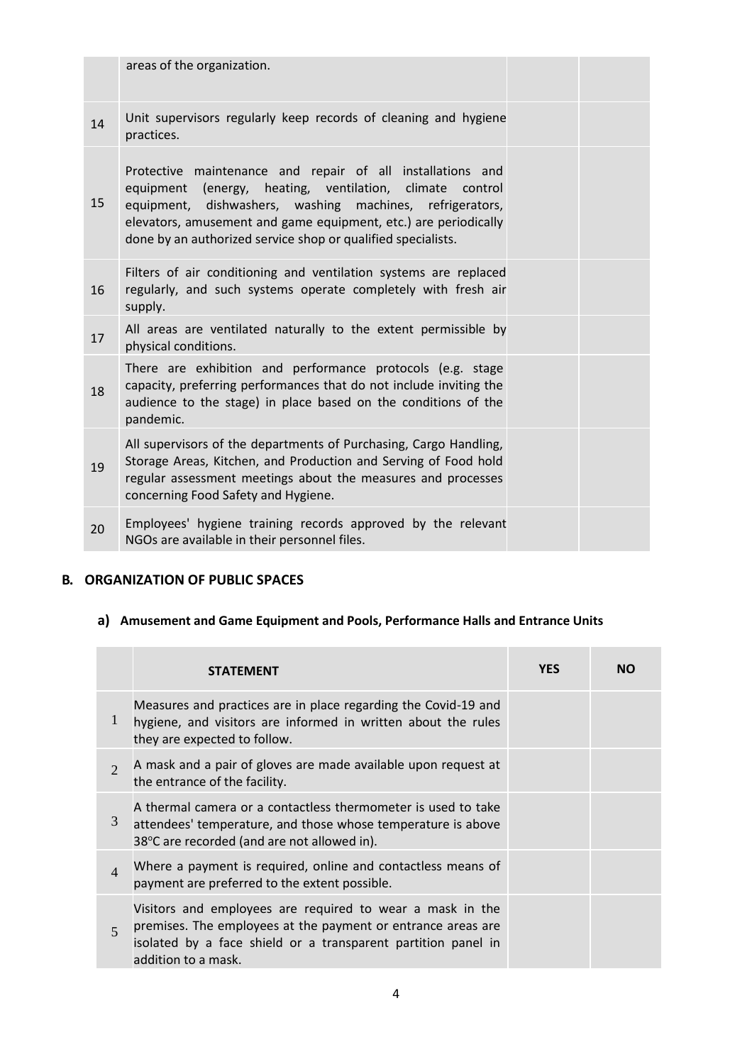|  |  |  |  |
|---|---|---|---|
|  | areas of the organization. |  |  |
| 14 | Unit supervisors regularly keep records of cleaning and hygiene practices. |  |  |
| 15 | Protective maintenance and repair of all installations and equipment (energy, heating, ventilation, climate control equipment, dishwashers, washing machines, refrigerators, elevators, amusement and game equipment, etc.) are periodically done by an authorized service shop or qualified specialists. |  |  |
| 16 | Filters of air conditioning and ventilation systems are replaced regularly, and such systems operate completely with fresh air supply. |  |  |
| 17 | All areas are ventilated naturally to the extent permissible by physical conditions. |  |  |
| 18 | There are exhibition and performance protocols (e.g. stage capacity, preferring performances that do not include inviting the audience to the stage) in place based on the conditions of the pandemic. |  |  |
| 19 | All supervisors of the departments of Purchasing, Cargo Handling, Storage Areas, Kitchen, and Production and Serving of Food hold regular assessment meetings about the measures and processes concerning Food Safety and Hygiene. |  |  |
| 20 | Employees' hygiene training records approved by the relevant NGOs are available in their personnel files. |  |  |

## B. ORGANIZATION OF PUBLIC SPACES

### a) Amusement and Game Equipment and Pools, Performance Halls and Entrance Units

|  | STATEMENT | YES | NO |
|---|---|---|---|
| 1 | Measures and practices are in place regarding the Covid-19 and hygiene, and visitors are informed in written about the rules they are expected to follow. |  |  |
| 2 | A mask and a pair of gloves are made available upon request at the entrance of the facility. |  |  |
| 3 | A thermal camera or a contactless thermometer is used to take attendees' temperature, and those whose temperature is above 38°C are recorded (and are not allowed in). |  |  |
| 4 | Where a payment is required, online and contactless means of payment are preferred to the extent possible. |  |  |
| 5 | Visitors and employees are required to wear a mask in the premises. The employees at the payment or entrance areas are isolated by a face shield or a transparent partition panel in addition to a mask. |  |  |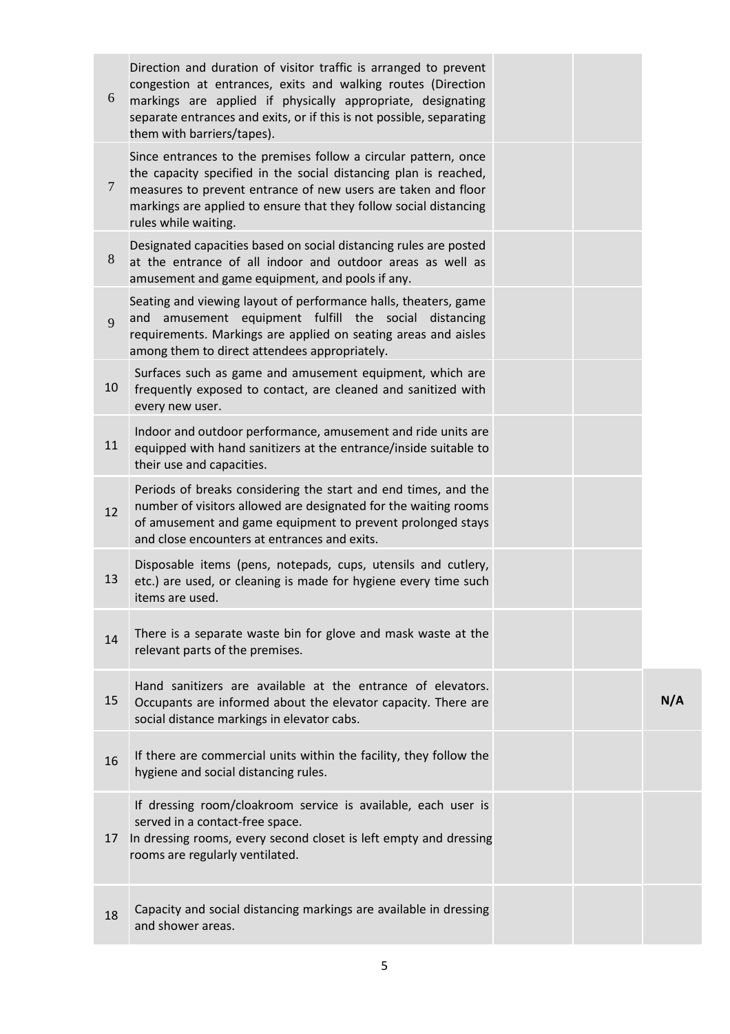| | | | | |
|---|---|---|---|---|
| 6 | Direction and duration of visitor traffic is arranged to prevent congestion at entrances, exits and walking routes (Direction markings are applied if physically appropriate, designating separate entrances and exits, or if this is not possible, separating them with barriers/tapes). | | | |
| 7 | Since entrances to the premises follow a circular pattern, once the capacity specified in the social distancing plan is reached, measures to prevent entrance of new users are taken and floor markings are applied to ensure that they follow social distancing rules while waiting. | | | |
| 8 | Designated capacities based on social distancing rules are posted at the entrance of all indoor and outdoor areas as well as amusement and game equipment, and pools if any. | | | |
| 9 | Seating and viewing layout of performance halls, theaters, game and amusement equipment fulfill the social distancing requirements. Markings are applied on seating areas and aisles among them to direct attendees appropriately. | | | |
| 10 | Surfaces such as game and amusement equipment, which are frequently exposed to contact, are cleaned and sanitized with every new user. | | | |
| 11 | Indoor and outdoor performance, amusement and ride units are equipped with hand sanitizers at the entrance/inside suitable to their use and capacities. | | | |
| 12 | Periods of breaks considering the start and end times, and the number of visitors allowed are designated for the waiting rooms of amusement and game equipment to prevent prolonged stays and close encounters at entrances and exits. | | | |
| 13 | Disposable items (pens, notepads, cups, utensils and cutlery, etc.) are used, or cleaning is made for hygiene every time such items are used. | | | |
| 14 | There is a separate waste bin for glove and mask waste at the relevant parts of the premises. | | | |
| 15 | Hand sanitizers are available at the entrance of elevators. Occupants are informed about the elevator capacity. There are social distance markings in elevator cabs. | | | **N/A** |
| 16 | If there are commercial units within the facility, they follow the hygiene and social distancing rules. | | | |
| 17 | If dressing room/cloakroom service is available, each user is served in a contact-free space.<br>In dressing rooms, every second closet is left empty and dressing rooms are regularly ventilated. | | | |
| 18 | Capacity and social distancing markings are available in dressing and shower areas. | | | |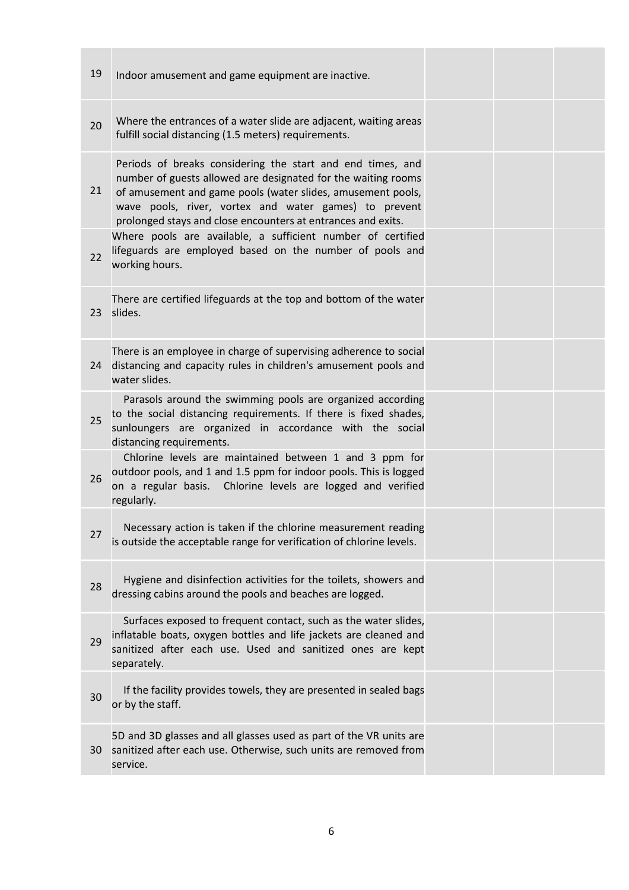| | | | | |
|---|---|---|---|---|
| 19 | Indoor amusement and game equipment are inactive. | | | |
| 20 | Where the entrances of a water slide are adjacent, waiting areas fulfill social distancing (1.5 meters) requirements. | | | |
| 21 | Periods of breaks considering the start and end times, and number of guests allowed are designated for the waiting rooms of amusement and game pools (water slides, amusement pools, wave pools, river, vortex and water games) to prevent prolonged stays and close encounters at entrances and exits. | | | |
| 22 | Where pools are available, a sufficient number of certified lifeguards are employed based on the number of pools and working hours. | | | |
| 23 | There are certified lifeguards at the top and bottom of the water slides. | | | |
| 24 | There is an employee in charge of supervising adherence to social distancing and capacity rules in children's amusement pools and water slides. | | | |
| 25 | Parasols around the swimming pools are organized according to the social distancing requirements. If there is fixed shades, sunloungers are organized in accordance with the social distancing requirements. | | | |
| 26 | Chlorine levels are maintained between 1 and 3 ppm for outdoor pools, and 1 and 1.5 ppm for indoor pools. This is logged on a regular basis. Chlorine levels are logged and verified regularly. | | | |
| 27 | Necessary action is taken if the chlorine measurement reading is outside the acceptable range for verification of chlorine levels. | | | |
| 28 | Hygiene and disinfection activities for the toilets, showers and dressing cabins around the pools and beaches are logged. | | | |
| 29 | Surfaces exposed to frequent contact, such as the water slides, inflatable boats, oxygen bottles and life jackets are cleaned and sanitized after each use. Used and sanitized ones are kept separately. | | | |
| 30 | If the facility provides towels, they are presented in sealed bags or by the staff. | | | |
| 30 | 5D and 3D glasses and all glasses used as part of the VR units are sanitized after each use. Otherwise, such units are removed from service. | | | |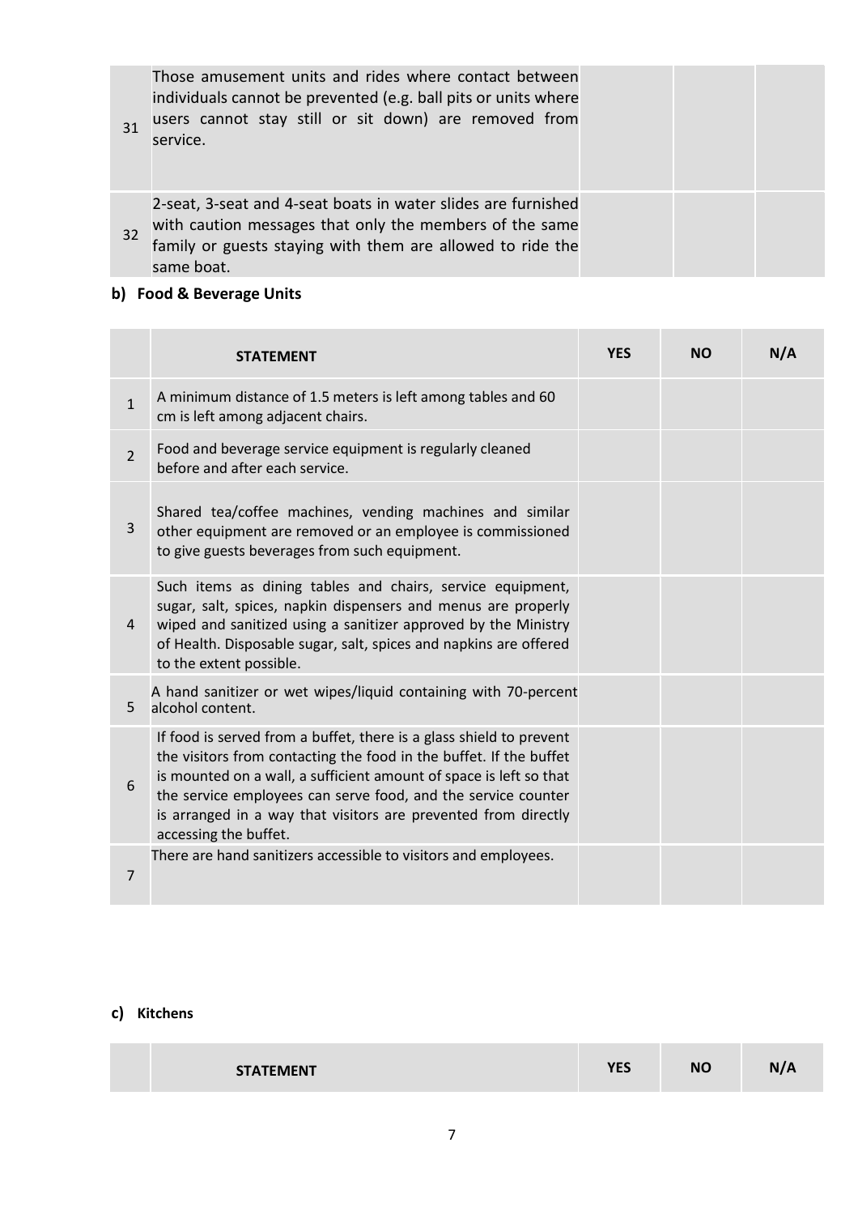| | | | | |
|---|---|---|---|---|
| 31 | Those amusement units and rides where contact between individuals cannot be prevented (e.g. ball pits or units where users cannot stay still or sit down) are removed from service. | | | |
| 32 | 2-seat, 3-seat and 4-seat boats in water slides are furnished with caution messages that only the members of the same family or guests staying with them are allowed to ride the same boat. | | | |

**b) Food & Beverage Units**

| | STATEMENT | YES | NO | N/A |
|---|---|---|---|---|
| 1 | A minimum distance of 1.5 meters is left among tables and 60 cm is left among adjacent chairs. | | | |
| 2 | Food and beverage service equipment is regularly cleaned before and after each service. | | | |
| 3 | Shared tea/coffee machines, vending machines and similar other equipment are removed or an employee is commissioned to give guests beverages from such equipment. | | | |
| 4 | Such items as dining tables and chairs, service equipment, sugar, salt, spices, napkin dispensers and menus are properly wiped and sanitized using a sanitizer approved by the Ministry of Health. Disposable sugar, salt, spices and napkins are offered to the extent possible. | | | |
| 5 | A hand sanitizer or wet wipes/liquid containing with 70-percent alcohol content. | | | |
| 6 | If food is served from a buffet, there is a glass shield to prevent the visitors from contacting the food in the buffet. If the buffet is mounted on a wall, a sufficient amount of space is left so that the service employees can serve food, and the service counter is arranged in a way that visitors are prevented from directly accessing the buffet. | | | |
| 7 | There are hand sanitizers accessible to visitors and employees. | | | |

**c) Kitchens**

| | STATEMENT | YES | NO | N/A |
|---|---|---|---|---|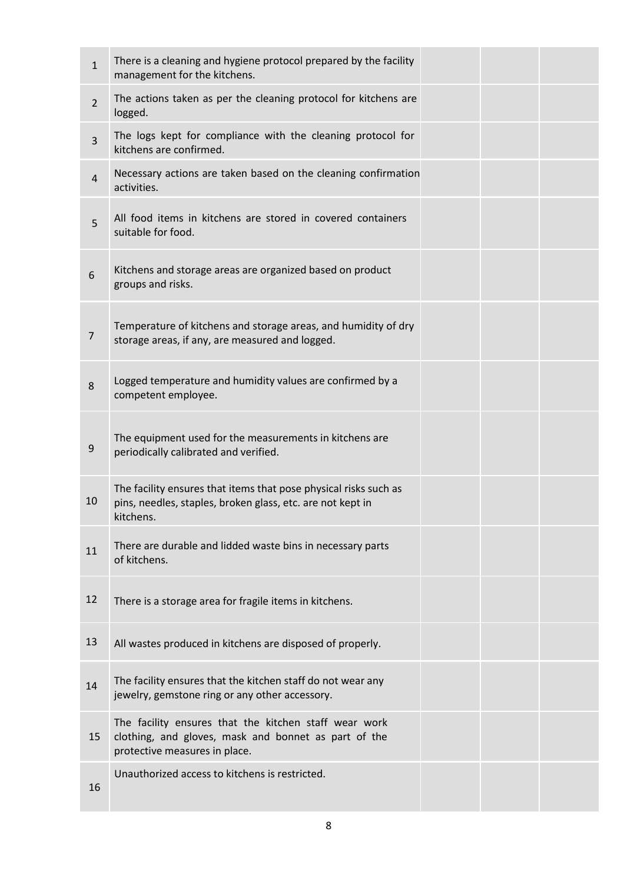| | | | | |
|---|---|---|---|---|
| 1 | There is a cleaning and hygiene protocol prepared by the facility management for the kitchens. | | | |
| 2 | The actions taken as per the cleaning protocol for kitchens are logged. | | | |
| 3 | The logs kept for compliance with the cleaning protocol for kitchens are confirmed. | | | |
| 4 | Necessary actions are taken based on the cleaning confirmation activities. | | | |
| 5 | All food items in kitchens are stored in covered containers suitable for food. | | | |
| 6 | Kitchens and storage areas are organized based on product groups and risks. | | | |
| 7 | Temperature of kitchens and storage areas, and humidity of dry storage areas, if any, are measured and logged. | | | |
| 8 | Logged temperature and humidity values are confirmed by a competent employee. | | | |
| 9 | The equipment used for the measurements in kitchens are periodically calibrated and verified. | | | |
| 10 | The facility ensures that items that pose physical risks such as pins, needles, staples, broken glass, etc. are not kept in kitchens. | | | |
| 11 | There are durable and lidded waste bins in necessary parts of kitchens. | | | |
| 12 | There is a storage area for fragile items in kitchens. | | | |
| 13 | All wastes produced in kitchens are disposed of properly. | | | |
| 14 | The facility ensures that the kitchen staff do not wear any jewelry, gemstone ring or any other accessory. | | | |
| 15 | The facility ensures that the kitchen staff wear work clothing, and gloves, mask and bonnet as part of the protective measures in place. | | | |
| 16 | Unauthorized access to kitchens is restricted. | | | |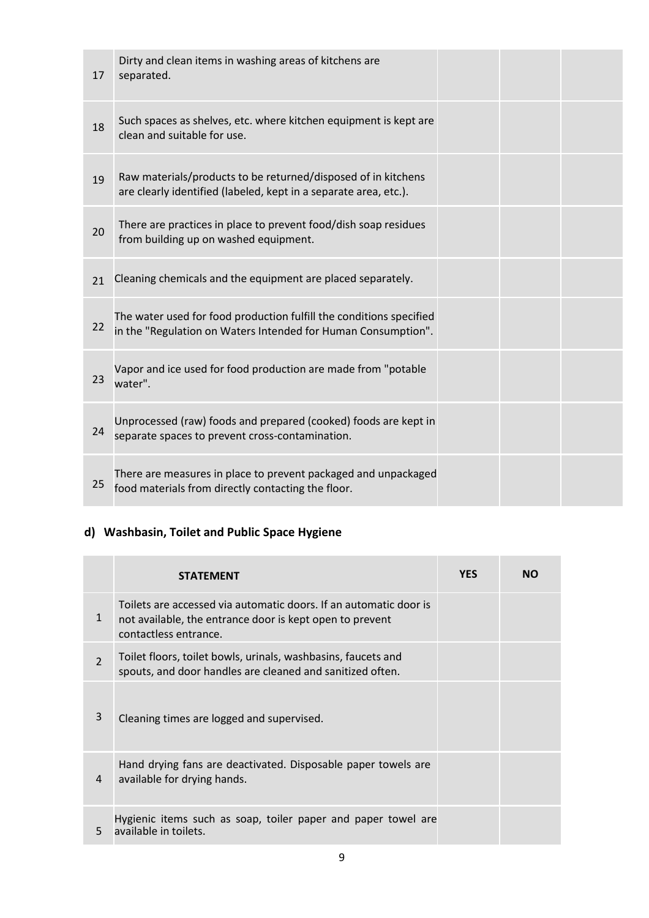| | | | | |
|---|---|---|---|---|
| 17 | Dirty and clean items in washing areas of kitchens are separated. | | | |
| 18 | Such spaces as shelves, etc. where kitchen equipment is kept are clean and suitable for use. | | | |
| 19 | Raw materials/products to be returned/disposed of in kitchens are clearly identified (labeled, kept in a separate area, etc.). | | | |
| 20 | There are practices in place to prevent food/dish soap residues from building up on washed equipment. | | | |
| 21 | Cleaning chemicals and the equipment are placed separately. | | | |
| 22 | The water used for food production fulfill the conditions specified in the "Regulation on Waters Intended for Human Consumption". | | | |
| 23 | Vapor and ice used for food production are made from "potable water". | | | |
| 24 | Unprocessed (raw) foods and prepared (cooked) foods are kept in separate spaces to prevent cross-contamination. | | | |
| 25 | There are measures in place to prevent packaged and unpackaged food materials from directly contacting the floor. | | | |

### d) Washbasin, Toilet and Public Space Hygiene

| | STATEMENT | YES | NO |
|---|---|---|---|
| 1 | Toilets are accessed via automatic doors. If an automatic door is not available, the entrance door is kept open to prevent contactless entrance. | | |
| 2 | Toilet floors, toilet bowls, urinals, washbasins, faucets and spouts, and door handles are cleaned and sanitized often. | | |
| 3 | Cleaning times are logged and supervised. | | |
| 4 | Hand drying fans are deactivated. Disposable paper towels are available for drying hands. | | |
| 5 | Hygienic items such as soap, toiler paper and paper towel are available in toilets. | | |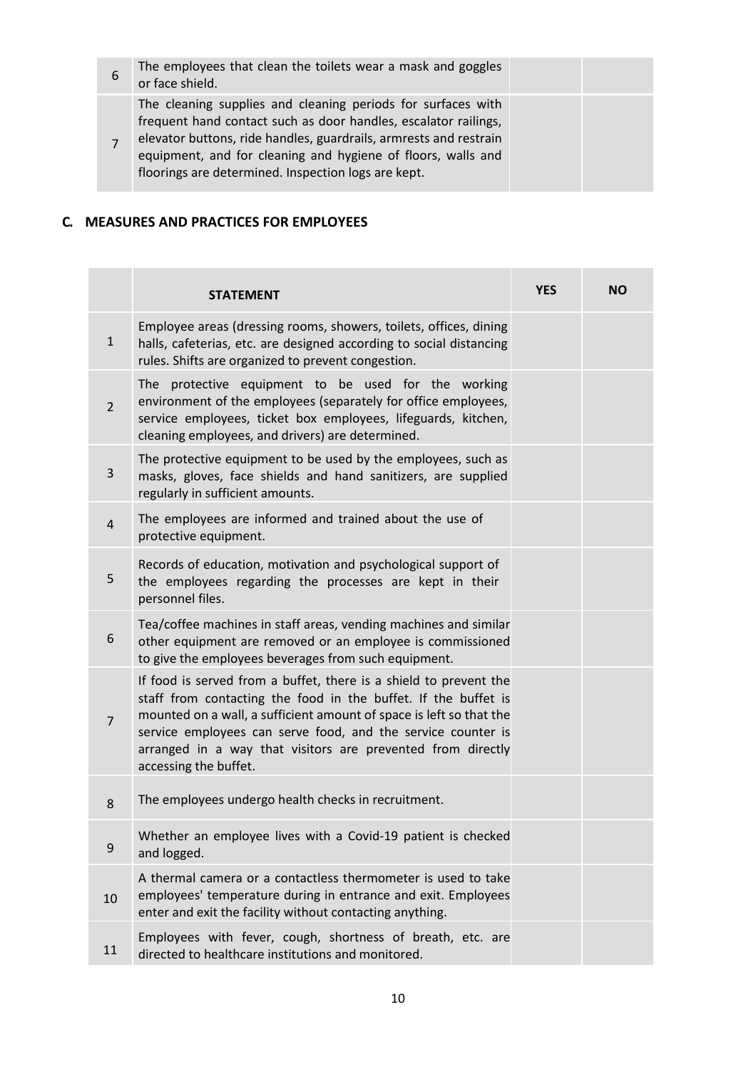| | | | |
|---|---|---|---|
| 6 | The employees that clean the toilets wear a mask and goggles or face shield. | | |
| 7 | The cleaning supplies and cleaning periods for surfaces with frequent hand contact such as door handles, escalator railings, elevator buttons, ride handles, guardrails, armrests and restrain equipment, and for cleaning and hygiene of floors, walls and floorings are determined. Inspection logs are kept. | | |

## C. MEASURES AND PRACTICES FOR EMPLOYEES

| | STATEMENT | YES | NO |
|---|---|---|---|
| 1 | Employee areas (dressing rooms, showers, toilets, offices, dining halls, cafeterias, etc. are designed according to social distancing rules. Shifts are organized to prevent congestion. | | |
| 2 | The protective equipment to be used for the working environment of the employees (separately for office employees, service employees, ticket box employees, lifeguards, kitchen, cleaning employees, and drivers) are determined. | | |
| 3 | The protective equipment to be used by the employees, such as masks, gloves, face shields and hand sanitizers, are supplied regularly in sufficient amounts. | | |
| 4 | The employees are informed and trained about the use of protective equipment. | | |
| 5 | Records of education, motivation and psychological support of the employees regarding the processes are kept in their personnel files. | | |
| 6 | Tea/coffee machines in staff areas, vending machines and similar other equipment are removed or an employee is commissioned to give the employees beverages from such equipment. | | |
| 7 | If food is served from a buffet, there is a shield to prevent the staff from contacting the food in the buffet. If the buffet is mounted on a wall, a sufficient amount of space is left so that the service employees can serve food, and the service counter is arranged in a way that visitors are prevented from directly accessing the buffet. | | |
| 8 | The employees undergo health checks in recruitment. | | |
| 9 | Whether an employee lives with a Covid-19 patient is checked and logged. | | |
| 10 | A thermal camera or a contactless thermometer is used to take employees' temperature during in entrance and exit. Employees enter and exit the facility without contacting anything. | | |
| 11 | Employees with fever, cough, shortness of breath, etc. are directed to healthcare institutions and monitored. | | |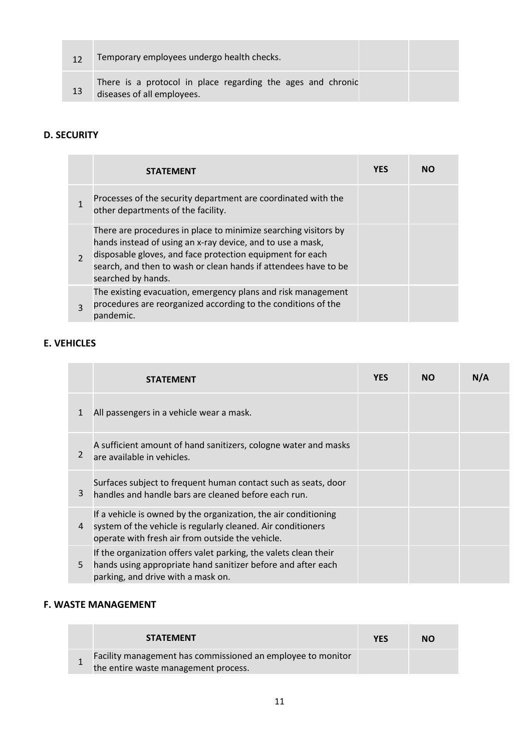| | | | |
|---|---|---|---|
| 12 | Temporary employees undergo health checks. | | |
| 13 | There is a protocol in place regarding the ages and chronic diseases of all employees. | | |

### D. SECURITY

| | STATEMENT | YES | NO |
|---|---|---|---|
| 1 | Processes of the security department are coordinated with the other departments of the facility. | | |
| 2 | There are procedures in place to minimize searching visitors by hands instead of using an x-ray device, and to use a mask, disposable gloves, and face protection equipment for each search, and then to wash or clean hands if attendees have to be searched by hands. | | |
| 3 | The existing evacuation, emergency plans and risk management procedures are reorganized according to the conditions of the pandemic. | | |

### E. VEHICLES

| | STATEMENT | YES | NO | N/A |
|---|---|---|---|---|
| 1 | All passengers in a vehicle wear a mask. | | | |
| 2 | A sufficient amount of hand sanitizers, cologne water and masks are available in vehicles. | | | |
| 3 | Surfaces subject to frequent human contact such as seats, door handles and handle bars are cleaned before each run. | | | |
| 4 | If a vehicle is owned by the organization, the air conditioning system of the vehicle is regularly cleaned. Air conditioners operate with fresh air from outside the vehicle. | | | |
| 5 | If the organization offers valet parking, the valets clean their hands using appropriate hand sanitizer before and after each parking, and drive with a mask on. | | | |

### F. WASTE MANAGEMENT

| | STATEMENT | YES | NO |
|---|---|---|---|
| 1 | Facility management has commissioned an employee to monitor the entire waste management process. | | |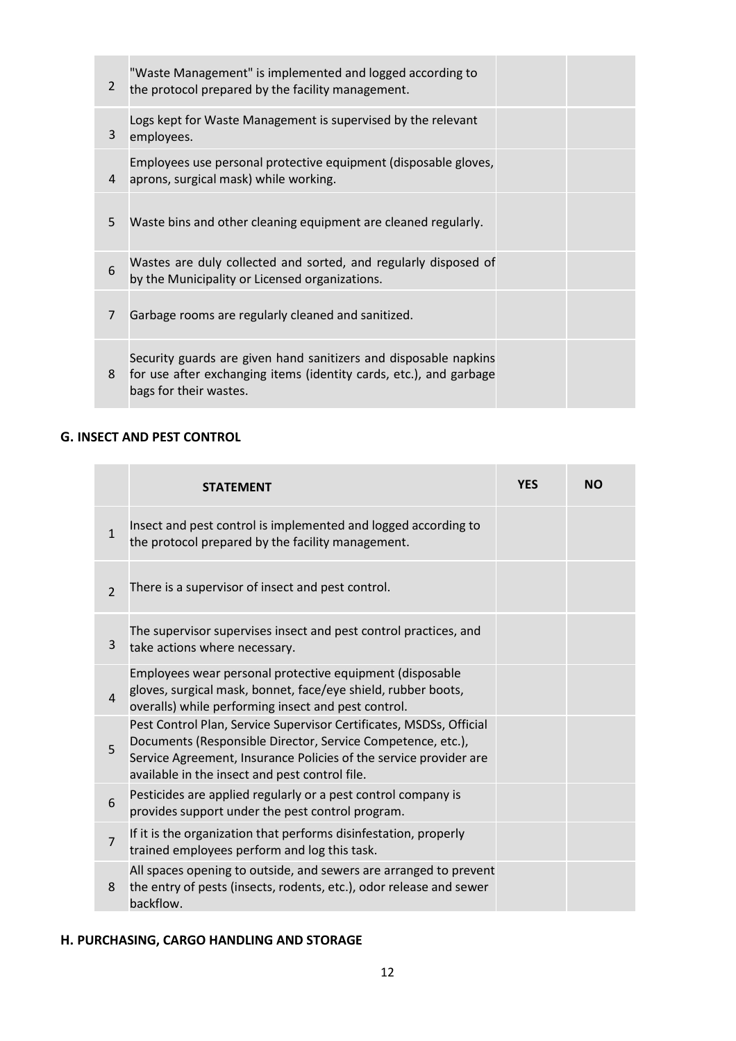| | | | |
|---|---|---|---|
| 2 | "Waste Management" is implemented and logged according to the protocol prepared by the facility management. | | |
| 3 | Logs kept for Waste Management is supervised by the relevant employees. | | |
| 4 | Employees use personal protective equipment (disposable gloves, aprons, surgical mask) while working. | | |
| 5 | Waste bins and other cleaning equipment are cleaned regularly. | | |
| 6 | Wastes are duly collected and sorted, and regularly disposed of by the Municipality or Licensed organizations. | | |
| 7 | Garbage rooms are regularly cleaned and sanitized. | | |
| 8 | Security guards are given hand sanitizers and disposable napkins for use after exchanging items (identity cards, etc.), and garbage bags for their wastes. | | |

### G. INSECT AND PEST CONTROL

| | STATEMENT | YES | NO |
|---|---|---|---|
| 1 | Insect and pest control is implemented and logged according to the protocol prepared by the facility management. | | |
| 2 | There is a supervisor of insect and pest control. | | |
| 3 | The supervisor supervises insect and pest control practices, and take actions where necessary. | | |
| 4 | Employees wear personal protective equipment (disposable gloves, surgical mask, bonnet, face/eye shield, rubber boots, overalls) while performing insect and pest control. | | |
| 5 | Pest Control Plan, Service Supervisor Certificates, MSDSs, Official Documents (Responsible Director, Service Competence, etc.), Service Agreement, Insurance Policies of the service provider are available in the insect and pest control file. | | |
| 6 | Pesticides are applied regularly or a pest control company is provides support under the pest control program. | | |
| 7 | If it is the organization that performs disinfestation, properly trained employees perform and log this task. | | |
| 8 | All spaces opening to outside, and sewers are arranged to prevent the entry of pests (insects, rodents, etc.), odor release and sewer backflow. | | |

### H. PURCHASING, CARGO HANDLING AND STORAGE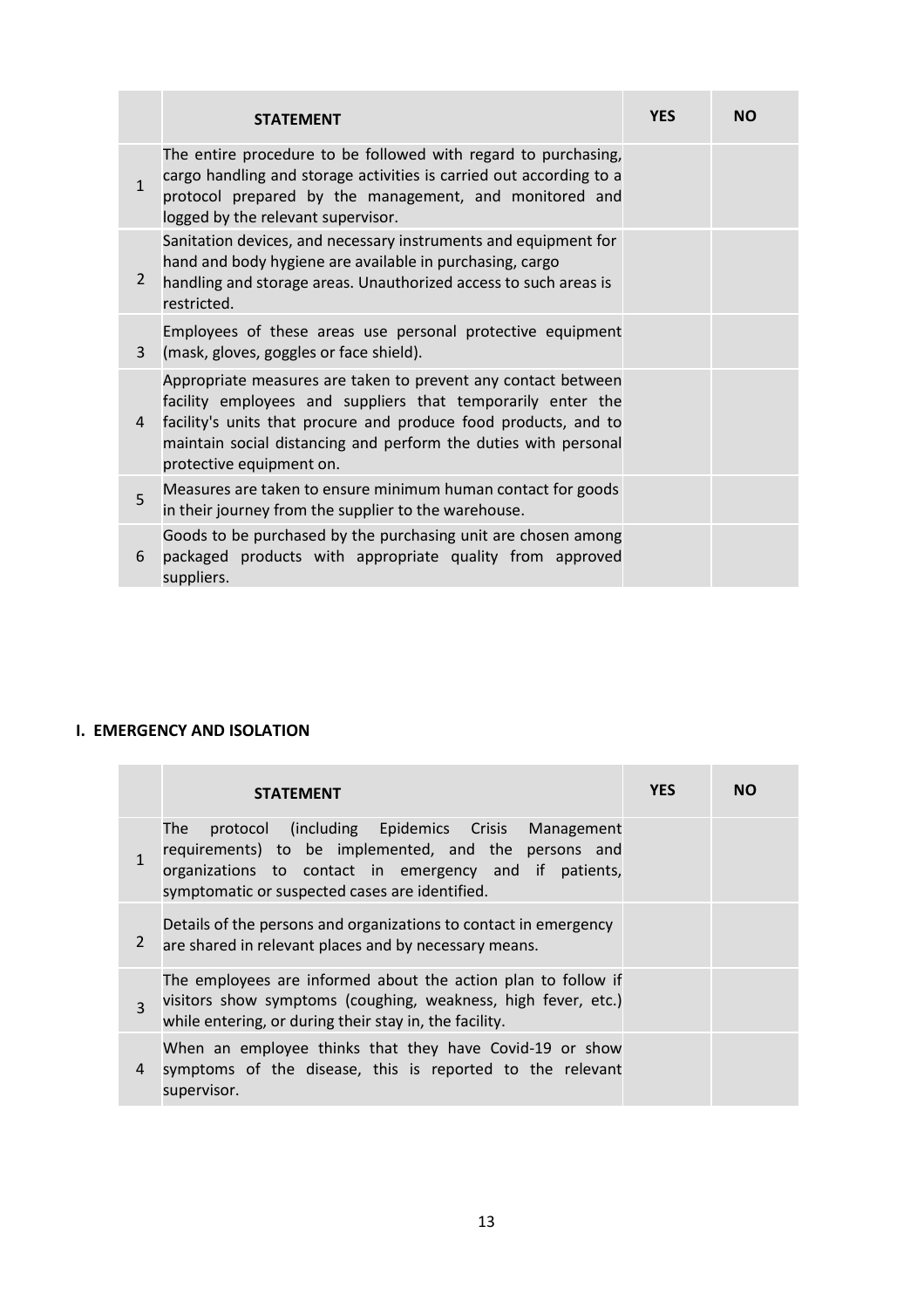| | STATEMENT | YES | NO |
|---|---|---|---|
| 1 | The entire procedure to be followed with regard to purchasing, cargo handling and storage activities is carried out according to a protocol prepared by the management, and monitored and logged by the relevant supervisor. | | |
| 2 | Sanitation devices, and necessary instruments and equipment for hand and body hygiene are available in purchasing, cargo handling and storage areas. Unauthorized access to such areas is restricted. | | |
| 3 | Employees of these areas use personal protective equipment (mask, gloves, goggles or face shield). | | |
| 4 | Appropriate measures are taken to prevent any contact between facility employees and suppliers that temporarily enter the facility's units that procure and produce food products, and to maintain social distancing and perform the duties with personal protective equipment on. | | |
| 5 | Measures are taken to ensure minimum human contact for goods in their journey from the supplier to the warehouse. | | |
| 6 | Goods to be purchased by the purchasing unit are chosen among packaged products with appropriate quality from approved suppliers. | | |

## I. EMERGENCY AND ISOLATION

| | STATEMENT | YES | NO |
|---|---|---|---|
| 1 | The protocol (including Epidemics Crisis Management requirements) to be implemented, and the persons and organizations to contact in emergency and if patients, symptomatic or suspected cases are identified. | | |
| 2 | Details of the persons and organizations to contact in emergency are shared in relevant places and by necessary means. | | |
| 3 | The employees are informed about the action plan to follow if visitors show symptoms (coughing, weakness, high fever, etc.) while entering, or during their stay in, the facility. | | |
| 4 | When an employee thinks that they have Covid-19 or show symptoms of the disease, this is reported to the relevant supervisor. | | |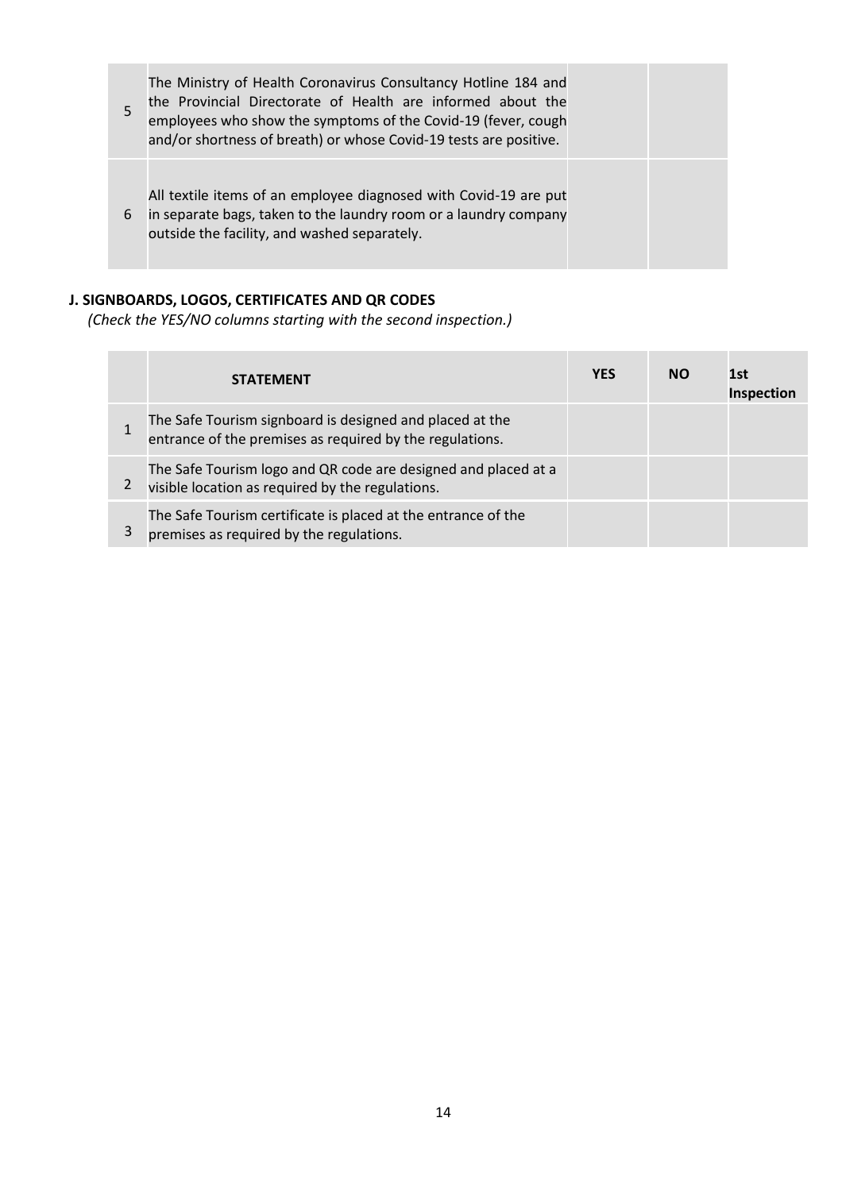| | | | |
|---|---|---|---|
| 5 | The Ministry of Health Coronavirus Consultancy Hotline 184 and the Provincial Directorate of Health are informed about the employees who show the symptoms of the Covid-19 (fever, cough and/or shortness of breath) or whose Covid-19 tests are positive. | | |
| 6 | All textile items of an employee diagnosed with Covid-19 are put in separate bags, taken to the laundry room or a laundry company outside the facility, and washed separately. | | |

**J. SIGNBOARDS, LOGOS, CERTIFICATES AND QR CODES**

*(Check the YES/NO columns starting with the second inspection.)*

| | STATEMENT | YES | NO | 1st Inspection |
|---|---|---|---|---|
| 1 | The Safe Tourism signboard is designed and placed at the entrance of the premises as required by the regulations. | | | |
| 2 | The Safe Tourism logo and QR code are designed and placed at a visible location as required by the regulations. | | | |
| 3 | The Safe Tourism certificate is placed at the entrance of the premises as required by the regulations. | | | |